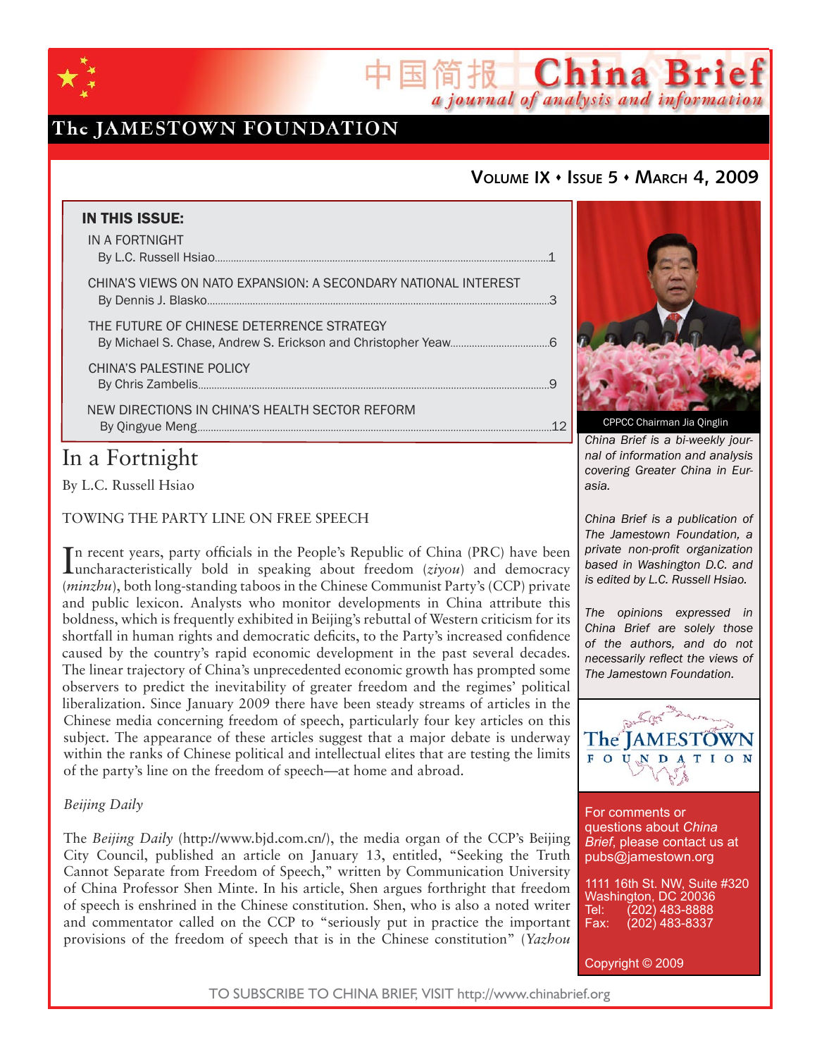# China Brief

*a journal of analysis and information*

The JAMESTOWN FOUNDATION

**Volume IX • Issue 5 • March 4, 2009**

**IN THIS ISSUE:**

IN A FORTNIGHT
By L.C. Russell Hsiao ....1

CHINA'S VIEWS ON NATO EXPANSION: A SECONDARY NATIONAL INTEREST
By Dennis J. Blasko ....3

THE FUTURE OF CHINESE DETERRENCE STRATEGY
By Michael S. Chase, Andrew S. Erickson and Christopher Yeaw ....6

CHINA'S PALESTINE POLICY
By Chris Zambelis ....9

NEW DIRECTIONS IN CHINA'S HEALTH SECTOR REFORM
By Qingyue Meng ....12

CPPCC Chairman Jia Qinglin

*China Brief is a bi-weekly journal of information and analysis covering Greater China in Eurasia.*

*China Brief is a publication of The Jamestown Foundation, a private non-profit organization based in Washington D.C. and is edited by L.C. Russell Hsiao.*

*The opinions expressed in China Brief are solely those of the authors, and do not necessarily reflect the views of The Jamestown Foundation.*

For comments or questions about *China Brief*, please contact us at pubs@jamestown.org

1111 16th St. NW, Suite #320
Washington, DC 20036
Tel: (202) 483-8888
Fax: (202) 483-8337

Copyright © 2009

## In a Fortnight

By L.C. Russell Hsiao

TOWING THE PARTY LINE ON FREE SPEECH

In recent years, party officials in the People's Republic of China (PRC) have been uncharacteristically bold in speaking about freedom (*ziyou*) and democracy (*minzhu*), both long-standing taboos in the Chinese Communist Party's (CCP) private and public lexicon. Analysts who monitor developments in China attribute this boldness, which is frequently exhibited in Beijing's rebuttal of Western criticism for its shortfall in human rights and democratic deficits, to the Party's increased confidence caused by the country's rapid economic development in the past several decades. The linear trajectory of China's unprecedented economic growth has prompted some observers to predict the inevitability of greater freedom and the regimes' political liberalization. Since January 2009 there have been steady streams of articles in the Chinese media concerning freedom of speech, particularly four key articles on this subject. The appearance of these articles suggest that a major debate is underway within the ranks of Chinese political and intellectual elites that are testing the limits of the party's line on the freedom of speech—at home and abroad.

*Beijing Daily*

The *Beijing Daily* (http://www.bjd.com.cn/), the media organ of the CCP's Beijing City Council, published an article on January 13, entitled, "Seeking the Truth Cannot Separate from Freedom of Speech," written by Communication University of China Professor Shen Minte. In his article, Shen argues forthright that freedom of speech is enshrined in the Chinese constitution. Shen, who is also a noted writer and commentator called on the CCP to "seriously put in practice the important provisions of the freedom of speech that is in the Chinese constitution" (*Yazhou*

TO SUBSCRIBE TO CHINA BRIEF, VISIT http://www.chinabrief.org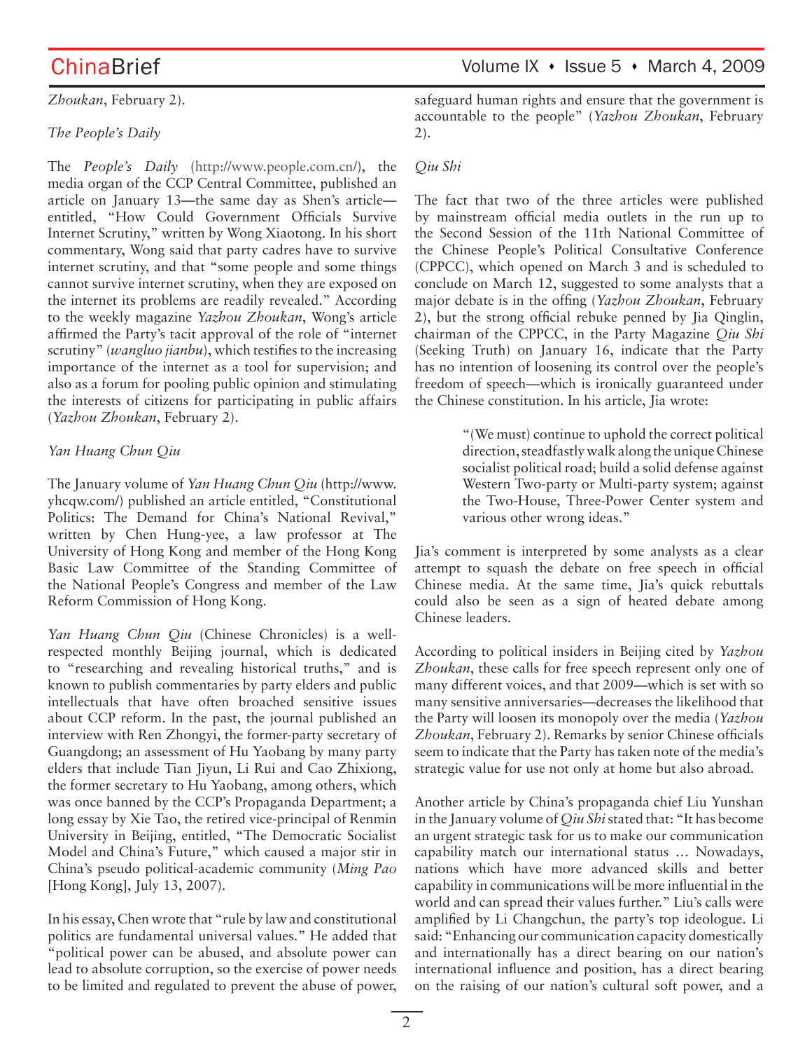*Zhoukan*, February 2).

*The People's Daily*

The *People's Daily* (http://www.people.com.cn/), the media organ of the CCP Central Committee, published an article on January 13—the same day as Shen's article—entitled, "How Could Government Officials Survive Internet Scrutiny," written by Wong Xiaotong. In his short commentary, Wong said that party cadres have to survive internet scrutiny, and that "some people and some things cannot survive internet scrutiny, when they are exposed on the internet its problems are readily revealed." According to the weekly magazine *Yazhou Zhoukan*, Wong's article affirmed the Party's tacit approval of the role of "internet scrutiny" (*wangluo jianbu*), which testifies to the increasing importance of the internet as a tool for supervision; and also as a forum for pooling public opinion and stimulating the interests of citizens for participating in public affairs (*Yazhou Zhoukan*, February 2).

*Yan Huang Chun Qiu*

The January volume of *Yan Huang Chun Qiu* (http://www.yhcqw.com/) published an article entitled, "Constitutional Politics: The Demand for China's National Revival," written by Chen Hung-yee, a law professor at The University of Hong Kong and member of the Hong Kong Basic Law Committee of the Standing Committee of the National People's Congress and member of the Law Reform Commission of Hong Kong.

*Yan Huang Chun Qiu* (Chinese Chronicles) is a well-respected monthly Beijing journal, which is dedicated to "researching and revealing historical truths," and is known to publish commentaries by party elders and public intellectuals that have often broached sensitive issues about CCP reform. In the past, the journal published an interview with Ren Zhongyi, the former-party secretary of Guangdong; an assessment of Hu Yaobang by many party elders that include Tian Jiyun, Li Rui and Cao Zhixiong, the former secretary to Hu Yaobang, among others, which was once banned by the CCP's Propaganda Department; a long essay by Xie Tao, the retired vice-principal of Renmin University in Beijing, entitled, "The Democratic Socialist Model and China's Future," which caused a major stir in China's pseudo political-academic community (*Ming Pao* [Hong Kong], July 13, 2007).

In his essay, Chen wrote that "rule by law and constitutional politics are fundamental universal values." He added that "political power can be abused, and absolute power can lead to absolute corruption, so the exercise of power needs to be limited and regulated to prevent the abuse of power, safeguard human rights and ensure that the government is accountable to the people" (*Yazhou Zhoukan*, February 2).

*Qiu Shi*

The fact that two of the three articles were published by mainstream official media outlets in the run up to the Second Session of the 11th National Committee of the Chinese People's Political Consultative Conference (CPPCC), which opened on March 3 and is scheduled to conclude on March 12, suggested to some analysts that a major debate is in the offing (*Yazhou Zhoukan*, February 2), but the strong official rebuke penned by Jia Qinglin, chairman of the CPPCC, in the Party Magazine *Qiu Shi* (Seeking Truth) on January 16, indicate that the Party has no intention of loosening its control over the people's freedom of speech—which is ironically guaranteed under the Chinese constitution. In his article, Jia wrote:

> "(We must) continue to uphold the correct political direction, steadfastly walk along the unique Chinese socialist political road; build a solid defense against Western Two-party or Multi-party system; against the Two-House, Three-Power Center system and various other wrong ideas."

Jia's comment is interpreted by some analysts as a clear attempt to squash the debate on free speech in official Chinese media. At the same time, Jia's quick rebuttals could also be seen as a sign of heated debate among Chinese leaders.

According to political insiders in Beijing cited by *Yazhou Zhoukan*, these calls for free speech represent only one of many different voices, and that 2009—which is set with so many sensitive anniversaries—decreases the likelihood that the Party will loosen its monopoly over the media (*Yazhou Zhoukan*, February 2). Remarks by senior Chinese officials seem to indicate that the Party has taken note of the media's strategic value for use not only at home but also abroad.

Another article by China's propaganda chief Liu Yunshan in the January volume of *Qiu Shi* stated that: "It has become an urgent strategic task for us to make our communication capability match our international status … Nowadays, nations which have more advanced skills and better capability in communications will be more influential in the world and can spread their values further." Liu's calls were amplified by Li Changchun, the party's top ideologue. Li said: "Enhancing our communication capacity domestically and internationally has a direct bearing on our nation's international influence and position, has a direct bearing on the raising of our nation's cultural soft power, and a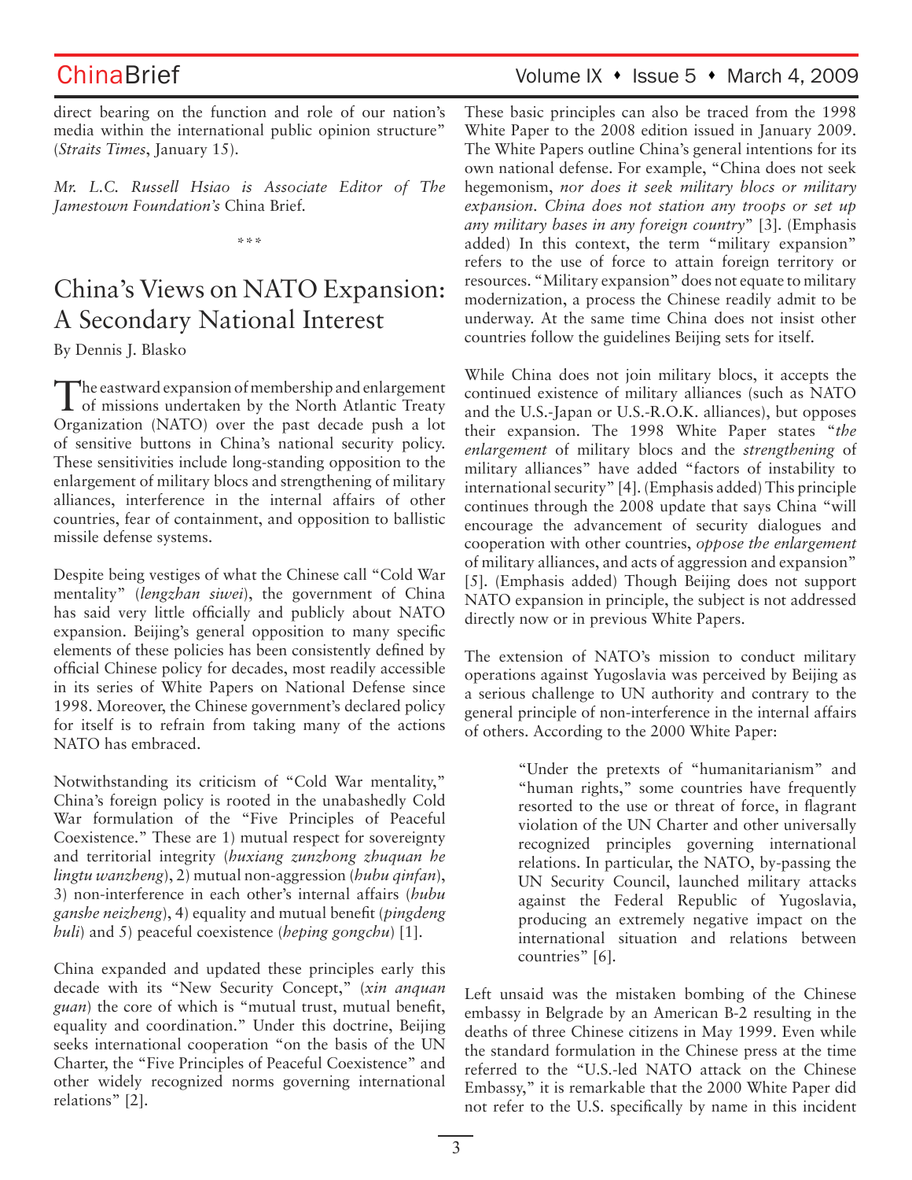direct bearing on the function and role of our nation's media within the international public opinion structure" (*Straits Times*, January 15).

*Mr. L.C. Russell Hsiao is Associate Editor of The Jamestown Foundation's* China Brief.

\*\*\*

# China's Views on NATO Expansion: A Secondary National Interest

By Dennis J. Blasko

The eastward expansion of membership and enlargement of missions undertaken by the North Atlantic Treaty Organization (NATO) over the past decade push a lot of sensitive buttons in China's national security policy. These sensitivities include long-standing opposition to the enlargement of military blocs and strengthening of military alliances, interference in the internal affairs of other countries, fear of containment, and opposition to ballistic missile defense systems.

Despite being vestiges of what the Chinese call "Cold War mentality" (*lengzhan siwei*), the government of China has said very little officially and publicly about NATO expansion. Beijing's general opposition to many specific elements of these policies has been consistently defined by official Chinese policy for decades, most readily accessible in its series of White Papers on National Defense since 1998. Moreover, the Chinese government's declared policy for itself is to refrain from taking many of the actions NATO has embraced.

Notwithstanding its criticism of "Cold War mentality," China's foreign policy is rooted in the unabashedly Cold War formulation of the "Five Principles of Peaceful Coexistence." These are 1) mutual respect for sovereignty and territorial integrity (*huxiang zunzhong zhuquan he lingtu wanzheng*), 2) mutual non-aggression (*hubu qinfan*), 3) non-interference in each other's internal affairs (*hubu ganshe neizheng*), 4) equality and mutual benefit (*pingdeng huli*) and 5) peaceful coexistence (*heping gongchu*) [1].

China expanded and updated these principles early this decade with its "New Security Concept," (*xin anquan guan*) the core of which is "mutual trust, mutual benefit, equality and coordination." Under this doctrine, Beijing seeks international cooperation "on the basis of the UN Charter, the "Five Principles of Peaceful Coexistence" and other widely recognized norms governing international relations" [2].

These basic principles can also be traced from the 1998 White Paper to the 2008 edition issued in January 2009. The White Papers outline China's general intentions for its own national defense. For example, "China does not seek hegemonism, *nor does it seek military blocs or military expansion. China does not station any troops or set up any military bases in any foreign country*" [3]. (Emphasis added) In this context, the term "military expansion" refers to the use of force to attain foreign territory or resources. "Military expansion" does not equate to military modernization, a process the Chinese readily admit to be underway. At the same time China does not insist other countries follow the guidelines Beijing sets for itself.

While China does not join military blocs, it accepts the continued existence of military alliances (such as NATO and the U.S.-Japan or U.S.-R.O.K. alliances), but opposes their expansion. The 1998 White Paper states "*the enlargement* of military blocs and the *strengthening* of military alliances" have added "factors of instability to international security" [4]. (Emphasis added) This principle continues through the 2008 update that says China "will encourage the advancement of security dialogues and cooperation with other countries, *oppose the enlargement* of military alliances, and acts of aggression and expansion" [5]. (Emphasis added) Though Beijing does not support NATO expansion in principle, the subject is not addressed directly now or in previous White Papers.

The extension of NATO's mission to conduct military operations against Yugoslavia was perceived by Beijing as a serious challenge to UN authority and contrary to the general principle of non-interference in the internal affairs of others. According to the 2000 White Paper:

> "Under the pretexts of "humanitarianism" and "human rights," some countries have frequently resorted to the use or threat of force, in flagrant violation of the UN Charter and other universally recognized principles governing international relations. In particular, the NATO, by-passing the UN Security Council, launched military attacks against the Federal Republic of Yugoslavia, producing an extremely negative impact on the international situation and relations between countries" [6].

Left unsaid was the mistaken bombing of the Chinese embassy in Belgrade by an American B-2 resulting in the deaths of three Chinese citizens in May 1999. Even while the standard formulation in the Chinese press at the time referred to the "U.S.-led NATO attack on the Chinese Embassy," it is remarkable that the 2000 White Paper did not refer to the U.S. specifically by name in this incident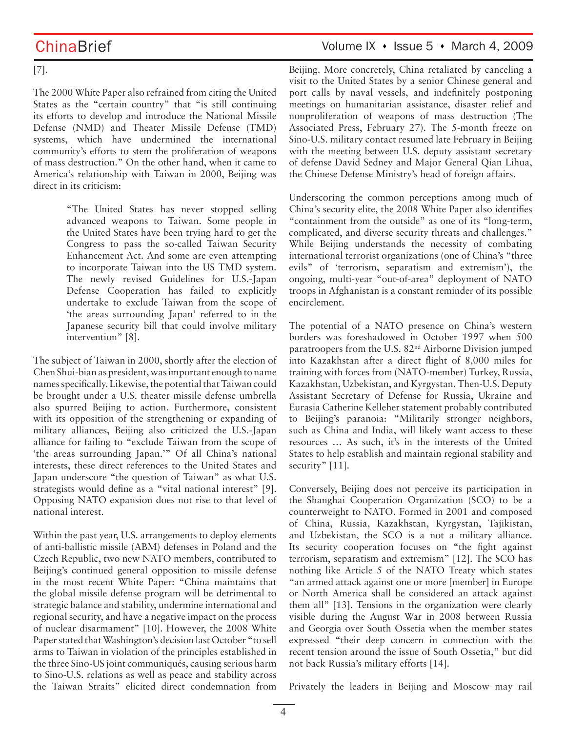[7].

The 2000 White Paper also refrained from citing the United States as the "certain country" that "is still continuing its efforts to develop and introduce the National Missile Defense (NMD) and Theater Missile Defense (TMD) systems, which have undermined the international community's efforts to stem the proliferation of weapons of mass destruction." On the other hand, when it came to America's relationship with Taiwan in 2000, Beijing was direct in its criticism:

> "The United States has never stopped selling advanced weapons to Taiwan. Some people in the United States have been trying hard to get the Congress to pass the so-called Taiwan Security Enhancement Act. And some are even attempting to incorporate Taiwan into the US TMD system. The newly revised Guidelines for U.S.-Japan Defense Cooperation has failed to explicitly undertake to exclude Taiwan from the scope of 'the areas surrounding Japan' referred to in the Japanese security bill that could involve military intervention" [8].

The subject of Taiwan in 2000, shortly after the election of Chen Shui-bian as president, was important enough to name names specifically. Likewise, the potential that Taiwan could be brought under a U.S. theater missile defense umbrella also spurred Beijing to action. Furthermore, consistent with its opposition of the strengthening or expanding of military alliances, Beijing also criticized the U.S.-Japan alliance for failing to "exclude Taiwan from the scope of 'the areas surrounding Japan.'" Of all China's national interests, these direct references to the United States and Japan underscore "the question of Taiwan" as what U.S. strategists would define as a "vital national interest" [9]. Opposing NATO expansion does not rise to that level of national interest.

Within the past year, U.S. arrangements to deploy elements of anti-ballistic missile (ABM) defenses in Poland and the Czech Republic, two new NATO members, contributed to Beijing's continued general opposition to missile defense in the most recent White Paper: "China maintains that the global missile defense program will be detrimental to strategic balance and stability, undermine international and regional security, and have a negative impact on the process of nuclear disarmament" [10]. However, the 2008 White Paper stated that Washington's decision last October "to sell arms to Taiwan in violation of the principles established in the three Sino-US joint communiqués, causing serious harm to Sino-U.S. relations as well as peace and stability across the Taiwan Straits" elicited direct condemnation from Beijing. More concretely, China retaliated by canceling a visit to the United States by a senior Chinese general and port calls by naval vessels, and indefinitely postponing meetings on humanitarian assistance, disaster relief and nonproliferation of weapons of mass destruction (The Associated Press, February 27). The 5-month freeze on Sino-U.S. military contact resumed late February in Beijing with the meeting between U.S. deputy assistant secretary of defense David Sedney and Major General Qian Lihua, the Chinese Defense Ministry's head of foreign affairs.

Underscoring the common perceptions among much of China's security elite, the 2008 White Paper also identifies "containment from the outside" as one of its "long-term, complicated, and diverse security threats and challenges." While Beijing understands the necessity of combating international terrorist organizations (one of China's "three evils" of 'terrorism, separatism and extremism'), the ongoing, multi-year "out-of-area" deployment of NATO troops in Afghanistan is a constant reminder of its possible encirclement.

The potential of a NATO presence on China's western borders was foreshadowed in October 1997 when 500 paratroopers from the U.S. 82nd Airborne Division jumped into Kazakhstan after a direct flight of 8,000 miles for training with forces from (NATO-member) Turkey, Russia, Kazakhstan, Uzbekistan, and Kyrgystan. Then-U.S. Deputy Assistant Secretary of Defense for Russia, Ukraine and Eurasia Catherine Kelleher statement probably contributed to Beijing's paranoia: "Militarily stronger neighbors, such as China and India, will likely want access to these resources … As such, it's in the interests of the United States to help establish and maintain regional stability and security" [11].

Conversely, Beijing does not perceive its participation in the Shanghai Cooperation Organization (SCO) to be a counterweight to NATO. Formed in 2001 and composed of China, Russia, Kazakhstan, Kyrgystan, Tajikistan, and Uzbekistan, the SCO is a not a military alliance. Its security cooperation focuses on "the fight against terrorism, separatism and extremism" [12]. The SCO has nothing like Article 5 of the NATO Treaty which states "an armed attack against one or more [member] in Europe or North America shall be considered an attack against them all" [13]. Tensions in the organization were clearly visible during the August War in 2008 between Russia and Georgia over South Ossetia when the member states expressed "their deep concern in connection with the recent tension around the issue of South Ossetia," but did not back Russia's military efforts [14].

Privately the leaders in Beijing and Moscow may rail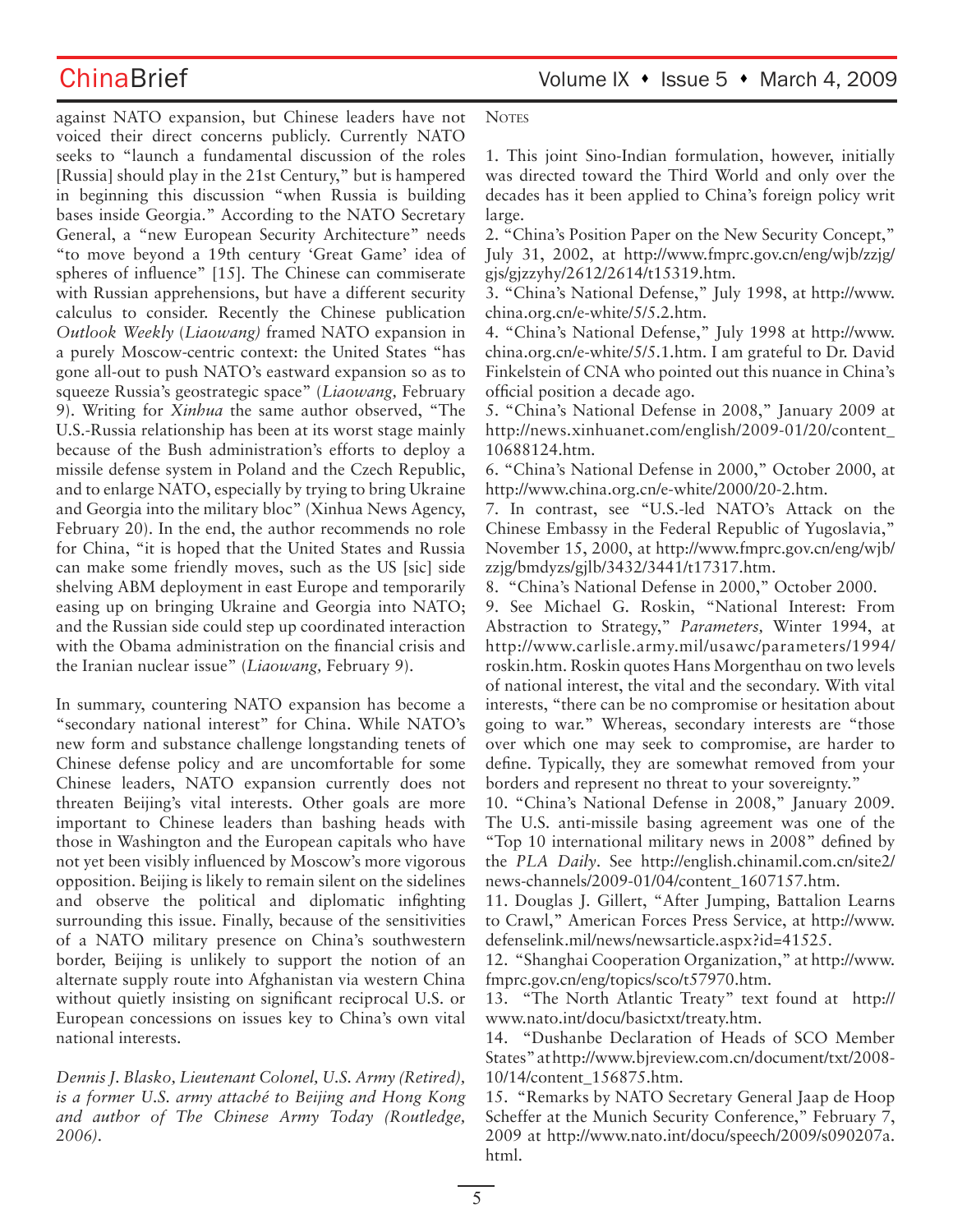against NATO expansion, but Chinese leaders have not voiced their direct concerns publicly. Currently NATO seeks to "launch a fundamental discussion of the roles [Russia] should play in the 21st Century," but is hampered in beginning this discussion "when Russia is building bases inside Georgia." According to the NATO Secretary General, a "new European Security Architecture" needs "to move beyond a 19th century 'Great Game' idea of spheres of influence" [15]. The Chinese can commiserate with Russian apprehensions, but have a different security calculus to consider. Recently the Chinese publication *Outlook Weekly* (*Liaowang*) framed NATO expansion in a purely Moscow-centric context: the United States "has gone all-out to push NATO's eastward expansion so as to squeeze Russia's geostrategic space" (*Liaowang,* February 9). Writing for *Xinhua* the same author observed, "The U.S.-Russia relationship has been at its worst stage mainly because of the Bush administration's efforts to deploy a missile defense system in Poland and the Czech Republic, and to enlarge NATO, especially by trying to bring Ukraine and Georgia into the military bloc" (Xinhua News Agency, February 20). In the end, the author recommends no role for China, "it is hoped that the United States and Russia can make some friendly moves, such as the US [sic] side shelving ABM deployment in east Europe and temporarily easing up on bringing Ukraine and Georgia into NATO; and the Russian side could step up coordinated interaction with the Obama administration on the financial crisis and the Iranian nuclear issue" (*Liaowang,* February 9).

In summary, countering NATO expansion has become a "secondary national interest" for China. While NATO's new form and substance challenge longstanding tenets of Chinese defense policy and are uncomfortable for some Chinese leaders, NATO expansion currently does not threaten Beijing's vital interests. Other goals are more important to Chinese leaders than bashing heads with those in Washington and the European capitals who have not yet been visibly influenced by Moscow's more vigorous opposition. Beijing is likely to remain silent on the sidelines and observe the political and diplomatic infighting surrounding this issue. Finally, because of the sensitivities of a NATO military presence on China's southwestern border, Beijing is unlikely to support the notion of an alternate supply route into Afghanistan via western China without quietly insisting on significant reciprocal U.S. or European concessions on issues key to China's own vital national interests.

*Dennis J. Blasko, Lieutenant Colonel, U.S. Army (Retired), is a former U.S. army attaché to Beijing and Hong Kong and author of The Chinese Army Today (Routledge, 2006).*

## Notes

1. This joint Sino-Indian formulation, however, initially was directed toward the Third World and only over the decades has it been applied to China's foreign policy writ large.
2. "China's Position Paper on the New Security Concept," July 31, 2002, at http://www.fmprc.gov.cn/eng/wjb/zzjg/gjs/gjzzyhy/2612/2614/t15319.htm.
3. "China's National Defense," July 1998, at http://www.china.org.cn/e-white/5/5.2.htm.
4. "China's National Defense," July 1998 at http://www.china.org.cn/e-white/5/5.1.htm. I am grateful to Dr. David Finkelstein of CNA who pointed out this nuance in China's official position a decade ago.
5. "China's National Defense in 2008," January 2009 at http://news.xinhuanet.com/english/2009-01/20/content_10688124.htm.
6. "China's National Defense in 2000," October 2000, at http://www.china.org.cn/e-white/2000/20-2.htm.
7. In contrast, see "U.S.-led NATO's Attack on the Chinese Embassy in the Federal Republic of Yugoslavia," November 15, 2000, at http://www.fmprc.gov.cn/eng/wjb/zzjg/bmdyzs/gjlb/3432/3441/t17317.htm.
8. "China's National Defense in 2000," October 2000.
9. See Michael G. Roskin, "National Interest: From Abstraction to Strategy," *Parameters,* Winter 1994, at http://www.carlisle.army.mil/usawc/parameters/1994/roskin.htm. Roskin quotes Hans Morgenthau on two levels of national interest, the vital and the secondary. With vital interests, "there can be no compromise or hesitation about going to war." Whereas, secondary interests are "those over which one may seek to compromise, are harder to define. Typically, they are somewhat removed from your borders and represent no threat to your sovereignty."
10. "China's National Defense in 2008," January 2009. The U.S. anti-missile basing agreement was one of the "Top 10 international military news in 2008" defined by the *PLA Daily*. See http://english.chinamil.com.cn/site2/news-channels/2009-01/04/content_1607157.htm.
11. Douglas J. Gillert, "After Jumping, Battalion Learns to Crawl," American Forces Press Service, at http://www.defenselink.mil/news/newsarticle.aspx?id=41525.
12. "Shanghai Cooperation Organization," at http://www.fmprc.gov.cn/eng/topics/sco/t57970.htm.
13. "The North Atlantic Treaty" text found at http://www.nato.int/docu/basictxt/treaty.htm.
14. "Dushanbe Declaration of Heads of SCO Member States" at http://www.bjreview.com.cn/document/txt/2008-10/14/content_156875.htm.
15. "Remarks by NATO Secretary General Jaap de Hoop Scheffer at the Munich Security Conference," February 7, 2009 at http://www.nato.int/docu/speech/2009/s090207a.html.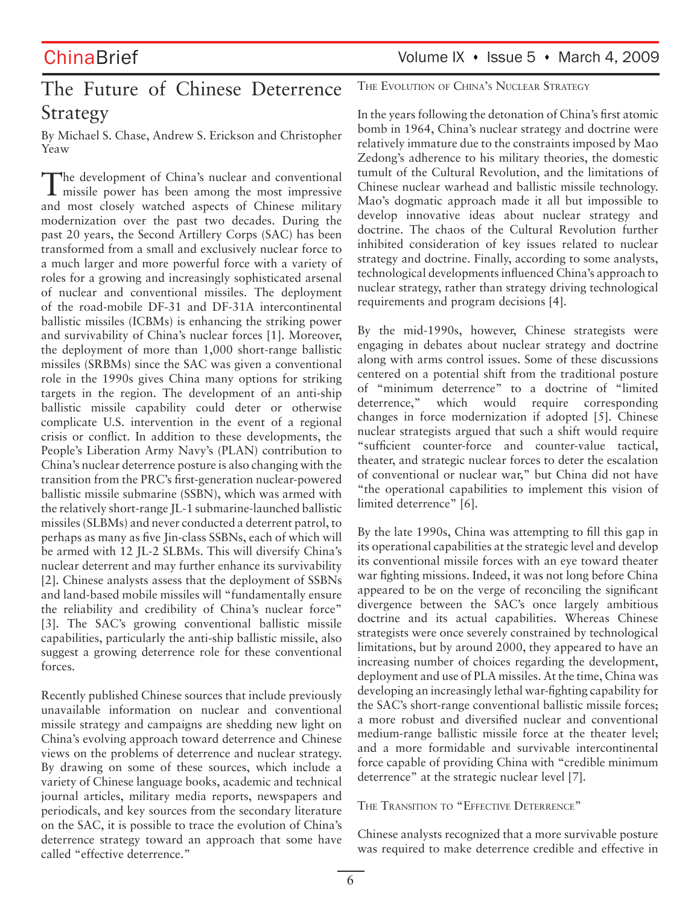# The Future of Chinese Deterrence Strategy

By Michael S. Chase, Andrew S. Erickson and Christopher Yeaw

The development of China's nuclear and conventional missile power has been among the most impressive and most closely watched aspects of Chinese military modernization over the past two decades. During the past 20 years, the Second Artillery Corps (SAC) has been transformed from a small and exclusively nuclear force to a much larger and more powerful force with a variety of roles for a growing and increasingly sophisticated arsenal of nuclear and conventional missiles. The deployment of the road-mobile DF-31 and DF-31A intercontinental ballistic missiles (ICBMs) is enhancing the striking power and survivability of China's nuclear forces [1]. Moreover, the deployment of more than 1,000 short-range ballistic missiles (SRBMs) since the SAC was given a conventional role in the 1990s gives China many options for striking targets in the region. The development of an anti-ship ballistic missile capability could deter or otherwise complicate U.S. intervention in the event of a regional crisis or conflict. In addition to these developments, the People's Liberation Army Navy's (PLAN) contribution to China's nuclear deterrence posture is also changing with the transition from the PRC's first-generation nuclear-powered ballistic missile submarine (SSBN), which was armed with the relatively short-range JL-1 submarine-launched ballistic missiles (SLBMs) and never conducted a deterrent patrol, to perhaps as many as five Jin-class SSBNs, each of which will be armed with 12 JL-2 SLBMs. This will diversify China's nuclear deterrent and may further enhance its survivability [2]. Chinese analysts assess that the deployment of SSBNs and land-based mobile missiles will "fundamentally ensure the reliability and credibility of China's nuclear force" [3]. The SAC's growing conventional ballistic missile capabilities, particularly the anti-ship ballistic missile, also suggest a growing deterrence role for these conventional forces.

Recently published Chinese sources that include previously unavailable information on nuclear and conventional missile strategy and campaigns are shedding new light on China's evolving approach toward deterrence and Chinese views on the problems of deterrence and nuclear strategy. By drawing on some of these sources, which include a variety of Chinese language books, academic and technical journal articles, military media reports, newspapers and periodicals, and key sources from the secondary literature on the SAC, it is possible to trace the evolution of China's deterrence strategy toward an approach that some have called "effective deterrence."

## The Evolution of China's Nuclear Strategy

In the years following the detonation of China's first atomic bomb in 1964, China's nuclear strategy and doctrine were relatively immature due to the constraints imposed by Mao Zedong's adherence to his military theories, the domestic tumult of the Cultural Revolution, and the limitations of Chinese nuclear warhead and ballistic missile technology. Mao's dogmatic approach made it all but impossible to develop innovative ideas about nuclear strategy and doctrine. The chaos of the Cultural Revolution further inhibited consideration of key issues related to nuclear strategy and doctrine. Finally, according to some analysts, technological developments influenced China's approach to nuclear strategy, rather than strategy driving technological requirements and program decisions [4].

By the mid-1990s, however, Chinese strategists were engaging in debates about nuclear strategy and doctrine along with arms control issues. Some of these discussions centered on a potential shift from the traditional posture of "minimum deterrence" to a doctrine of "limited deterrence," which would require corresponding changes in force modernization if adopted [5]. Chinese nuclear strategists argued that such a shift would require "sufficient counter-force and counter-value tactical, theater, and strategic nuclear forces to deter the escalation of conventional or nuclear war," but China did not have "the operational capabilities to implement this vision of limited deterrence" [6].

By the late 1990s, China was attempting to fill this gap in its operational capabilities at the strategic level and develop its conventional missile forces with an eye toward theater war fighting missions. Indeed, it was not long before China appeared to be on the verge of reconciling the significant divergence between the SAC's once largely ambitious doctrine and its actual capabilities. Whereas Chinese strategists were once severely constrained by technological limitations, but by around 2000, they appeared to have an increasing number of choices regarding the development, deployment and use of PLA missiles. At the time, China was developing an increasingly lethal war-fighting capability for the SAC's short-range conventional ballistic missile forces; a more robust and diversified nuclear and conventional medium-range ballistic missile force at the theater level; and a more formidable and survivable intercontinental force capable of providing China with "credible minimum deterrence" at the strategic nuclear level [7].

## The Transition to "Effective Deterrence"

Chinese analysts recognized that a more survivable posture was required to make deterrence credible and effective in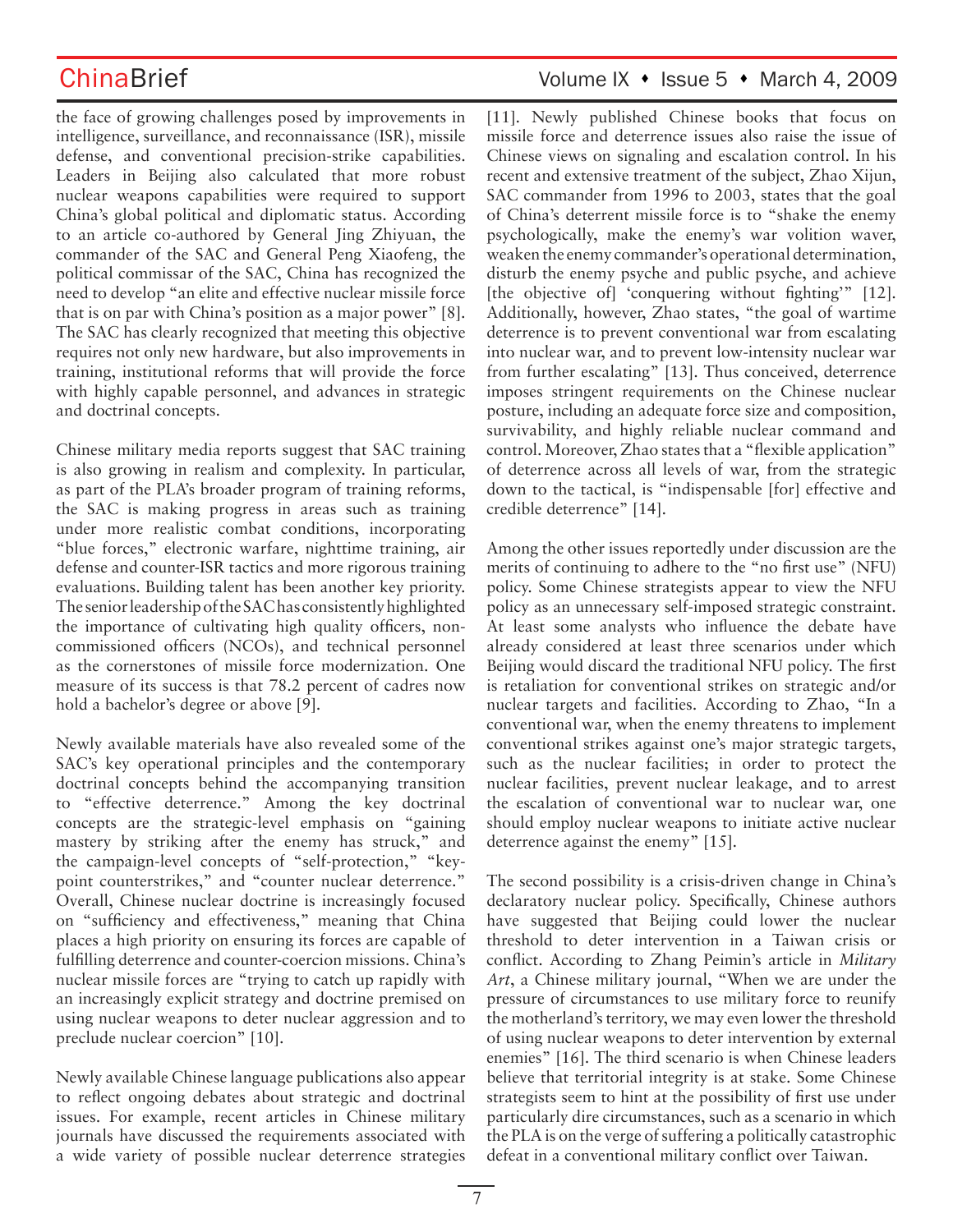the face of growing challenges posed by improvements in intelligence, surveillance, and reconnaissance (ISR), missile defense, and conventional precision-strike capabilities. Leaders in Beijing also calculated that more robust nuclear weapons capabilities were required to support China's global political and diplomatic status. According to an article co-authored by General Jing Zhiyuan, the commander of the SAC and General Peng Xiaofeng, the political commissar of the SAC, China has recognized the need to develop "an elite and effective nuclear missile force that is on par with China's position as a major power" [8]. The SAC has clearly recognized that meeting this objective requires not only new hardware, but also improvements in training, institutional reforms that will provide the force with highly capable personnel, and advances in strategic and doctrinal concepts.

Chinese military media reports suggest that SAC training is also growing in realism and complexity. In particular, as part of the PLA's broader program of training reforms, the SAC is making progress in areas such as training under more realistic combat conditions, incorporating "blue forces," electronic warfare, nighttime training, air defense and counter-ISR tactics and more rigorous training evaluations. Building talent has been another key priority. The senior leadership of the SAC has consistently highlighted the importance of cultivating high quality officers, non-commissioned officers (NCOs), and technical personnel as the cornerstones of missile force modernization. One measure of its success is that 78.2 percent of cadres now hold a bachelor's degree or above [9].

Newly available materials have also revealed some of the SAC's key operational principles and the contemporary doctrinal concepts behind the accompanying transition to "effective deterrence." Among the key doctrinal concepts are the strategic-level emphasis on "gaining mastery by striking after the enemy has struck," and the campaign-level concepts of "self-protection," "key-point counterstrikes," and "counter nuclear deterrence." Overall, Chinese nuclear doctrine is increasingly focused on "sufficiency and effectiveness," meaning that China places a high priority on ensuring its forces are capable of fulfilling deterrence and counter-coercion missions. China's nuclear missile forces are "trying to catch up rapidly with an increasingly explicit strategy and doctrine premised on using nuclear weapons to deter nuclear aggression and to preclude nuclear coercion" [10].

Newly available Chinese language publications also appear to reflect ongoing debates about strategic and doctrinal issues. For example, recent articles in Chinese military journals have discussed the requirements associated with a wide variety of possible nuclear deterrence strategies [11]. Newly published Chinese books that focus on missile force and deterrence issues also raise the issue of Chinese views on signaling and escalation control. In his recent and extensive treatment of the subject, Zhao Xijun, SAC commander from 1996 to 2003, states that the goal of China's deterrent missile force is to "shake the enemy psychologically, make the enemy's war volition waver, weaken the enemy commander's operational determination, disturb the enemy psyche and public psyche, and achieve [the objective of] 'conquering without fighting'" [12]. Additionally, however, Zhao states, "the goal of wartime deterrence is to prevent conventional war from escalating into nuclear war, and to prevent low-intensity nuclear war from further escalating" [13]. Thus conceived, deterrence imposes stringent requirements on the Chinese nuclear posture, including an adequate force size and composition, survivability, and highly reliable nuclear command and control. Moreover, Zhao states that a "flexible application" of deterrence across all levels of war, from the strategic down to the tactical, is "indispensable [for] effective and credible deterrence" [14].

Among the other issues reportedly under discussion are the merits of continuing to adhere to the "no first use" (NFU) policy. Some Chinese strategists appear to view the NFU policy as an unnecessary self-imposed strategic constraint. At least some analysts who influence the debate have already considered at least three scenarios under which Beijing would discard the traditional NFU policy. The first is retaliation for conventional strikes on strategic and/or nuclear targets and facilities. According to Zhao, "In a conventional war, when the enemy threatens to implement conventional strikes against one's major strategic targets, such as the nuclear facilities; in order to protect the nuclear facilities, prevent nuclear leakage, and to arrest the escalation of conventional war to nuclear war, one should employ nuclear weapons to initiate active nuclear deterrence against the enemy" [15].

The second possibility is a crisis-driven change in China's declaratory nuclear policy. Specifically, Chinese authors have suggested that Beijing could lower the nuclear threshold to deter intervention in a Taiwan crisis or conflict. According to Zhang Peimin's article in *Military Art*, a Chinese military journal, "When we are under the pressure of circumstances to use military force to reunify the motherland's territory, we may even lower the threshold of using nuclear weapons to deter intervention by external enemies" [16]. The third scenario is when Chinese leaders believe that territorial integrity is at stake. Some Chinese strategists seem to hint at the possibility of first use under particularly dire circumstances, such as a scenario in which the PLA is on the verge of suffering a politically catastrophic defeat in a conventional military conflict over Taiwan.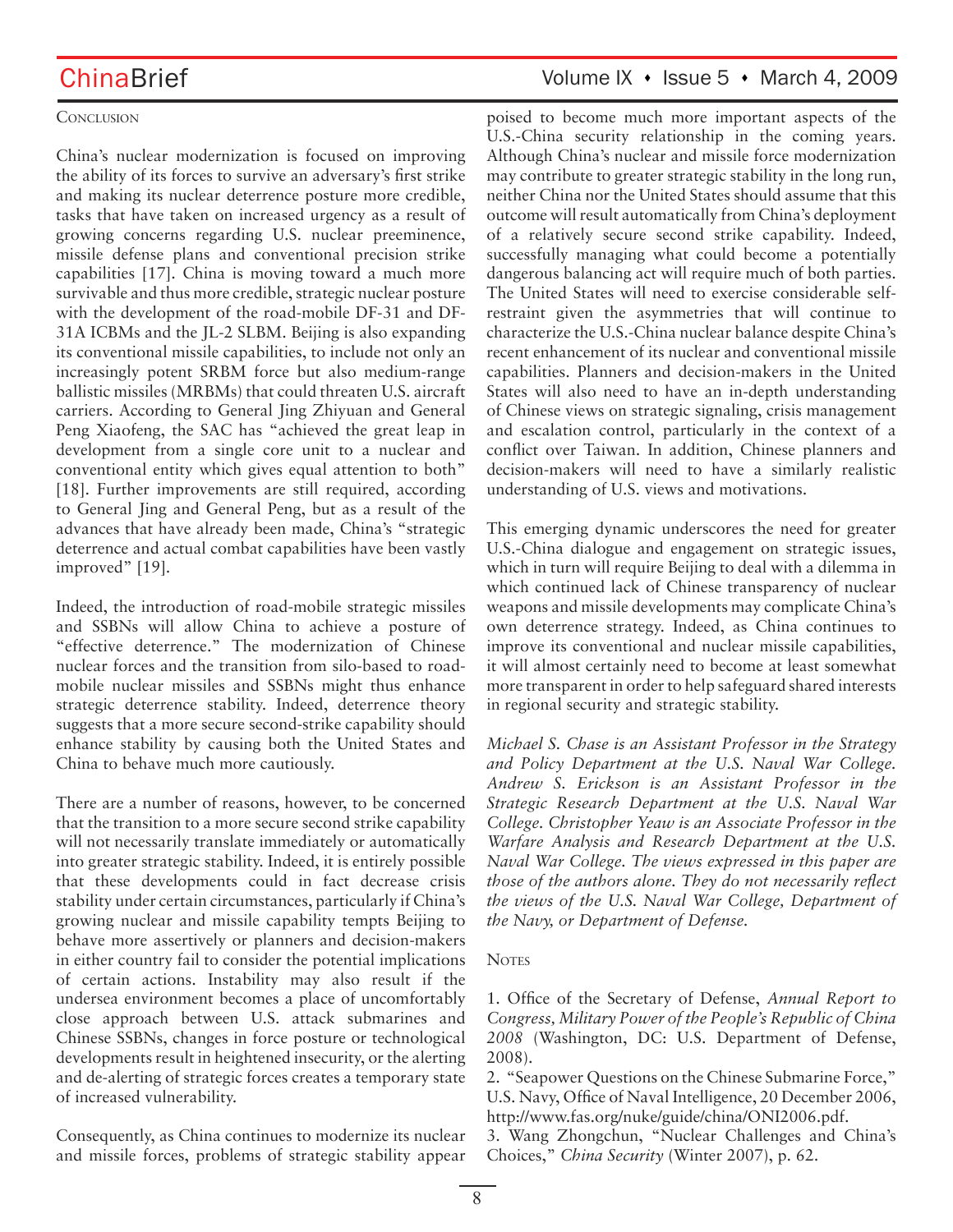## Conclusion

China's nuclear modernization is focused on improving the ability of its forces to survive an adversary's first strike and making its nuclear deterrence posture more credible, tasks that have taken on increased urgency as a result of growing concerns regarding U.S. nuclear preeminence, missile defense plans and conventional precision strike capabilities [17]. China is moving toward a much more survivable and thus more credible, strategic nuclear posture with the development of the road-mobile DF-31 and DF-31A ICBMs and the JL-2 SLBM. Beijing is also expanding its conventional missile capabilities, to include not only an increasingly potent SRBM force but also medium-range ballistic missiles (MRBMs) that could threaten U.S. aircraft carriers. According to General Jing Zhiyuan and General Peng Xiaofeng, the SAC has "achieved the great leap in development from a single core unit to a nuclear and conventional entity which gives equal attention to both" [18]. Further improvements are still required, according to General Jing and General Peng, but as a result of the advances that have already been made, China's "strategic deterrence and actual combat capabilities have been vastly improved" [19].

Indeed, the introduction of road-mobile strategic missiles and SSBNs will allow China to achieve a posture of "effective deterrence." The modernization of Chinese nuclear forces and the transition from silo-based to road-mobile nuclear missiles and SSBNs might thus enhance strategic deterrence stability. Indeed, deterrence theory suggests that a more secure second-strike capability should enhance stability by causing both the United States and China to behave much more cautiously.

There are a number of reasons, however, to be concerned that the transition to a more secure second strike capability will not necessarily translate immediately or automatically into greater strategic stability. Indeed, it is entirely possible that these developments could in fact decrease crisis stability under certain circumstances, particularly if China's growing nuclear and missile capability tempts Beijing to behave more assertively or planners and decision-makers in either country fail to consider the potential implications of certain actions. Instability may also result if the undersea environment becomes a place of uncomfortably close approach between U.S. attack submarines and Chinese SSBNs, changes in force posture or technological developments result in heightened insecurity, or the alerting and de-alerting of strategic forces creates a temporary state of increased vulnerability.

Consequently, as China continues to modernize its nuclear and missile forces, problems of strategic stability appear poised to become much more important aspects of the U.S.-China security relationship in the coming years. Although China's nuclear and missile force modernization may contribute to greater strategic stability in the long run, neither China nor the United States should assume that this outcome will result automatically from China's deployment of a relatively secure second strike capability. Indeed, successfully managing what could become a potentially dangerous balancing act will require much of both parties. The United States will need to exercise considerable self-restraint given the asymmetries that will continue to characterize the U.S.-China nuclear balance despite China's recent enhancement of its nuclear and conventional missile capabilities. Planners and decision-makers in the United States will also need to have an in-depth understanding of Chinese views on strategic signaling, crisis management and escalation control, particularly in the context of a conflict over Taiwan. In addition, Chinese planners and decision-makers will need to have a similarly realistic understanding of U.S. views and motivations.

This emerging dynamic underscores the need for greater U.S.-China dialogue and engagement on strategic issues, which in turn will require Beijing to deal with a dilemma in which continued lack of Chinese transparency of nuclear weapons and missile developments may complicate China's own deterrence strategy. Indeed, as China continues to improve its conventional and nuclear missile capabilities, it will almost certainly need to become at least somewhat more transparent in order to help safeguard shared interests in regional security and strategic stability.

*Michael S. Chase is an Assistant Professor in the Strategy and Policy Department at the U.S. Naval War College. Andrew S. Erickson is an Assistant Professor in the Strategic Research Department at the U.S. Naval War College. Christopher Yeaw is an Associate Professor in the Warfare Analysis and Research Department at the U.S. Naval War College. The views expressed in this paper are those of the authors alone. They do not necessarily reflect the views of the U.S. Naval War College, Department of the Navy, or Department of Defense.*

## Notes

1. Office of the Secretary of Defense, *Annual Report to Congress, Military Power of the People's Republic of China 2008* (Washington, DC: U.S. Department of Defense, 2008).
2. "Seapower Questions on the Chinese Submarine Force," U.S. Navy, Office of Naval Intelligence, 20 December 2006, http://www.fas.org/nuke/guide/china/ONI2006.pdf.
3. Wang Zhongchun, "Nuclear Challenges and China's Choices," *China Security* (Winter 2007), p. 62.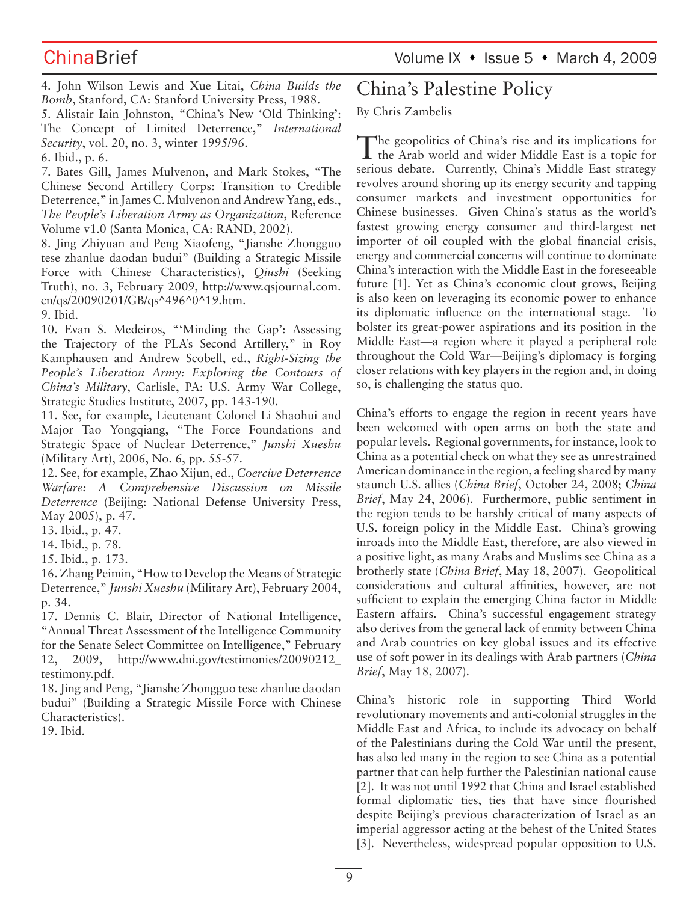4. John Wilson Lewis and Xue Litai, *China Builds the Bomb*, Stanford, CA: Stanford University Press, 1988.
5. Alistair Iain Johnston, "China's New 'Old Thinking': The Concept of Limited Deterrence," *International Security*, vol. 20, no. 3, winter 1995/96.
6. Ibid., p. 6.
7. Bates Gill, James Mulvenon, and Mark Stokes, "The Chinese Second Artillery Corps: Transition to Credible Deterrence," in James C. Mulvenon and Andrew Yang, eds., *The People's Liberation Army as Organization*, Reference Volume v1.0 (Santa Monica, CA: RAND, 2002).
8. Jing Zhiyuan and Peng Xiaofeng, "Jianshe Zhongguo tese zhanlue daodan budui" (Building a Strategic Missile Force with Chinese Characteristics), *Qiushi* (Seeking Truth), no. 3, February 2009, http://www.qsjournal.com.cn/qs/20090201/GB/qs^496^0^19.htm.
9. Ibid.
10. Evan S. Medeiros, "'Minding the Gap': Assessing the Trajectory of the PLA's Second Artillery," in Roy Kamphausen and Andrew Scobell, ed., *Right-Sizing the People's Liberation Army: Exploring the Contours of China's Military*, Carlisle, PA: U.S. Army War College, Strategic Studies Institute, 2007, pp. 143-190.
11. See, for example, Lieutenant Colonel Li Shaohui and Major Tao Yongqiang, "The Force Foundations and Strategic Space of Nuclear Deterrence," *Junshi Xueshu* (Military Art), 2006, No. 6, pp. 55-57.
12. See, for example, Zhao Xijun, ed., *Coercive Deterrence Warfare: A Comprehensive Discussion on Missile Deterrence* (Beijing: National Defense University Press, May 2005), p. 47.
13. Ibid., p. 47.
14. Ibid., p. 78.
15. Ibid., p. 173.
16. Zhang Peimin, "How to Develop the Means of Strategic Deterrence," *Junshi Xueshu* (Military Art), February 2004, p. 34.
17. Dennis C. Blair, Director of National Intelligence, "Annual Threat Assessment of the Intelligence Community for the Senate Select Committee on Intelligence," February 12, 2009, http://www.dni.gov/testimonies/20090212_testimony.pdf.
18. Jing and Peng, "Jianshe Zhongguo tese zhanlue daodan budui" (Building a Strategic Missile Force with Chinese Characteristics).
19. Ibid.

# China's Palestine Policy

By Chris Zambelis

The geopolitics of China's rise and its implications for the Arab world and wider Middle East is a topic for serious debate. Currently, China's Middle East strategy revolves around shoring up its energy security and tapping consumer markets and investment opportunities for Chinese businesses. Given China's status as the world's fastest growing energy consumer and third-largest net importer of oil coupled with the global financial crisis, energy and commercial concerns will continue to dominate China's interaction with the Middle East in the foreseeable future [1]. Yet as China's economic clout grows, Beijing is also keen on leveraging its economic power to enhance its diplomatic influence on the international stage. To bolster its great-power aspirations and its position in the Middle East—a region where it played a peripheral role throughout the Cold War—Beijing's diplomacy is forging closer relations with key players in the region and, in doing so, is challenging the status quo.

China's efforts to engage the region in recent years have been welcomed with open arms on both the state and popular levels. Regional governments, for instance, look to China as a potential check on what they see as unrestrained American dominance in the region, a feeling shared by many staunch U.S. allies (*China Brief*, October 24, 2008; *China Brief*, May 24, 2006). Furthermore, public sentiment in the region tends to be harshly critical of many aspects of U.S. foreign policy in the Middle East. China's growing inroads into the Middle East, therefore, are also viewed in a positive light, as many Arabs and Muslims see China as a brotherly state (*China Brief*, May 18, 2007). Geopolitical considerations and cultural affinities, however, are not sufficient to explain the emerging China factor in Middle Eastern affairs. China's successful engagement strategy also derives from the general lack of enmity between China and Arab countries on key global issues and its effective use of soft power in its dealings with Arab partners (*China Brief*, May 18, 2007).

China's historic role in supporting Third World revolutionary movements and anti-colonial struggles in the Middle East and Africa, to include its advocacy on behalf of the Palestinians during the Cold War until the present, has also led many in the region to see China as a potential partner that can help further the Palestinian national cause [2]. It was not until 1992 that China and Israel established formal diplomatic ties, ties that have since flourished despite Beijing's previous characterization of Israel as an imperial aggressor acting at the behest of the United States [3]. Nevertheless, widespread popular opposition to U.S.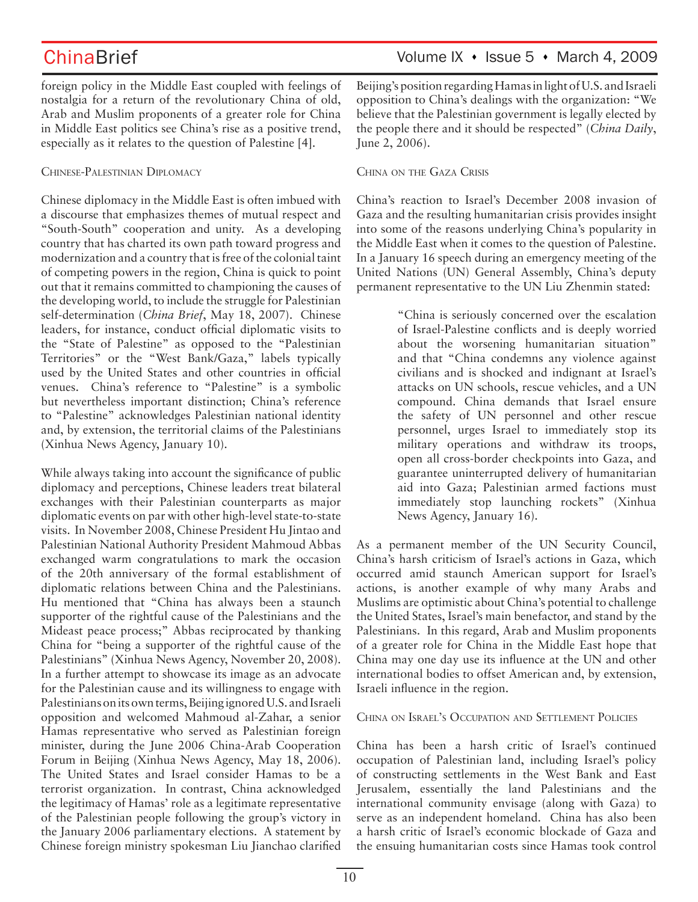foreign policy in the Middle East coupled with feelings of nostalgia for a return of the revolutionary China of old, Arab and Muslim proponents of a greater role for China in Middle East politics see China's rise as a positive trend, especially as it relates to the question of Palestine [4].

### Chinese-Palestinian Diplomacy

Chinese diplomacy in the Middle East is often imbued with a discourse that emphasizes themes of mutual respect and "South-South" cooperation and unity. As a developing country that has charted its own path toward progress and modernization and a country that is free of the colonial taint of competing powers in the region, China is quick to point out that it remains committed to championing the causes of the developing world, to include the struggle for Palestinian self-determination (*China Brief*, May 18, 2007). Chinese leaders, for instance, conduct official diplomatic visits to the "State of Palestine" as opposed to the "Palestinian Territories" or the "West Bank/Gaza," labels typically used by the United States and other countries in official venues. China's reference to "Palestine" is a symbolic but nevertheless important distinction; China's reference to "Palestine" acknowledges Palestinian national identity and, by extension, the territorial claims of the Palestinians (Xinhua News Agency, January 10).

While always taking into account the significance of public diplomacy and perceptions, Chinese leaders treat bilateral exchanges with their Palestinian counterparts as major diplomatic events on par with other high-level state-to-state visits. In November 2008, Chinese President Hu Jintao and Palestinian National Authority President Mahmoud Abbas exchanged warm congratulations to mark the occasion of the 20th anniversary of the formal establishment of diplomatic relations between China and the Palestinians. Hu mentioned that "China has always been a staunch supporter of the rightful cause of the Palestinians and the Mideast peace process;" Abbas reciprocated by thanking China for "being a supporter of the rightful cause of the Palestinians" (Xinhua News Agency, November 20, 2008). In a further attempt to showcase its image as an advocate for the Palestinian cause and its willingness to engage with Palestinians on its own terms, Beijing ignored U.S. and Israeli opposition and welcomed Mahmoud al-Zahar, a senior Hamas representative who served as Palestinian foreign minister, during the June 2006 China-Arab Cooperation Forum in Beijing (Xinhua News Agency, May 18, 2006). The United States and Israel consider Hamas to be a terrorist organization. In contrast, China acknowledged the legitimacy of Hamas' role as a legitimate representative of the Palestinian people following the group's victory in the January 2006 parliamentary elections. A statement by Chinese foreign ministry spokesman Liu Jianchao clarified Beijing's position regarding Hamas in light of U.S. and Israeli opposition to China's dealings with the organization: "We believe that the Palestinian government is legally elected by the people there and it should be respected" (*China Daily*, June 2, 2006).

### China on the Gaza Crisis

China's reaction to Israel's December 2008 invasion of Gaza and the resulting humanitarian crisis provides insight into some of the reasons underlying China's popularity in the Middle East when it comes to the question of Palestine. In a January 16 speech during an emergency meeting of the United Nations (UN) General Assembly, China's deputy permanent representative to the UN Liu Zhenmin stated:

> "China is seriously concerned over the escalation of Israel-Palestine conflicts and is deeply worried about the worsening humanitarian situation" and that "China condemns any violence against civilians and is shocked and indignant at Israel's attacks on UN schools, rescue vehicles, and a UN compound. China demands that Israel ensure the safety of UN personnel and other rescue personnel, urges Israel to immediately stop its military operations and withdraw its troops, open all cross-border checkpoints into Gaza, and guarantee uninterrupted delivery of humanitarian aid into Gaza; Palestinian armed factions must immediately stop launching rockets" (Xinhua News Agency, January 16).

As a permanent member of the UN Security Council, China's harsh criticism of Israel's actions in Gaza, which occurred amid staunch American support for Israel's actions, is another example of why many Arabs and Muslims are optimistic about China's potential to challenge the United States, Israel's main benefactor, and stand by the Palestinians. In this regard, Arab and Muslim proponents of a greater role for China in the Middle East hope that China may one day use its influence at the UN and other international bodies to offset American and, by extension, Israeli influence in the region.

### China on Israel's Occupation and Settlement Policies

China has been a harsh critic of Israel's continued occupation of Palestinian land, including Israel's policy of constructing settlements in the West Bank and East Jerusalem, essentially the land Palestinians and the international community envisage (along with Gaza) to serve as an independent homeland. China has also been a harsh critic of Israel's economic blockade of Gaza and the ensuing humanitarian costs since Hamas took control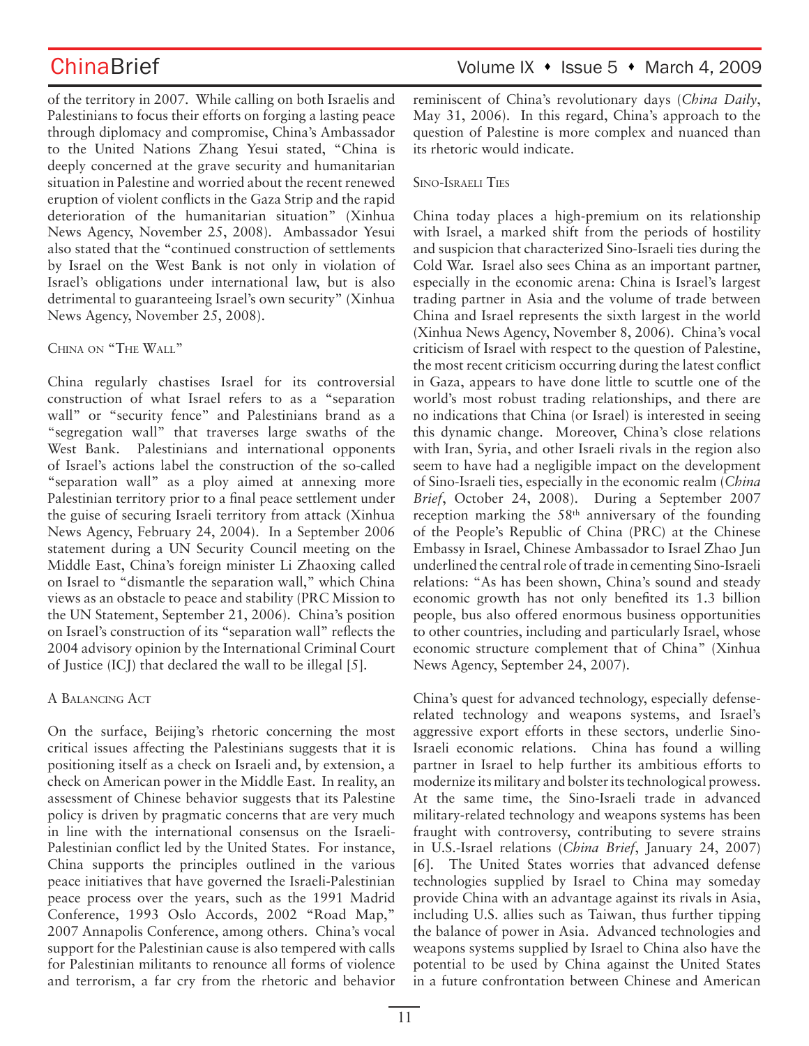of the territory in 2007. While calling on both Israelis and Palestinians to focus their efforts on forging a lasting peace through diplomacy and compromise, China's Ambassador to the United Nations Zhang Yesui stated, "China is deeply concerned at the grave security and humanitarian situation in Palestine and worried about the recent renewed eruption of violent conflicts in the Gaza Strip and the rapid deterioration of the humanitarian situation" (Xinhua News Agency, November 25, 2008). Ambassador Yesui also stated that the "continued construction of settlements by Israel on the West Bank is not only in violation of Israel's obligations under international law, but is also detrimental to guaranteeing Israel's own security" (Xinhua News Agency, November 25, 2008).

### China on "The Wall"

China regularly chastises Israel for its controversial construction of what Israel refers to as a "separation wall" or "security fence" and Palestinians brand as a "segregation wall" that traverses large swaths of the West Bank. Palestinians and international opponents of Israel's actions label the construction of the so-called "separation wall" as a ploy aimed at annexing more Palestinian territory prior to a final peace settlement under the guise of securing Israeli territory from attack (Xinhua News Agency, February 24, 2004). In a September 2006 statement during a UN Security Council meeting on the Middle East, China's foreign minister Li Zhaoxing called on Israel to "dismantle the separation wall," which China views as an obstacle to peace and stability (PRC Mission to the UN Statement, September 21, 2006). China's position on Israel's construction of its "separation wall" reflects the 2004 advisory opinion by the International Criminal Court of Justice (ICJ) that declared the wall to be illegal [5].

### A Balancing Act

On the surface, Beijing's rhetoric concerning the most critical issues affecting the Palestinians suggests that it is positioning itself as a check on Israeli and, by extension, a check on American power in the Middle East. In reality, an assessment of Chinese behavior suggests that its Palestine policy is driven by pragmatic concerns that are very much in line with the international consensus on the Israeli-Palestinian conflict led by the United States. For instance, China supports the principles outlined in the various peace initiatives that have governed the Israeli-Palestinian peace process over the years, such as the 1991 Madrid Conference, 1993 Oslo Accords, 2002 "Road Map," 2007 Annapolis Conference, among others. China's vocal support for the Palestinian cause is also tempered with calls for Palestinian militants to renounce all forms of violence and terrorism, a far cry from the rhetoric and behavior reminiscent of China's revolutionary days (*China Daily*, May 31, 2006). In this regard, China's approach to the question of Palestine is more complex and nuanced than its rhetoric would indicate.

### Sino-Israeli Ties

China today places a high-premium on its relationship with Israel, a marked shift from the periods of hostility and suspicion that characterized Sino-Israeli ties during the Cold War. Israel also sees China as an important partner, especially in the economic arena: China is Israel's largest trading partner in Asia and the volume of trade between China and Israel represents the sixth largest in the world (Xinhua News Agency, November 8, 2006). China's vocal criticism of Israel with respect to the question of Palestine, the most recent criticism occurring during the latest conflict in Gaza, appears to have done little to scuttle one of the world's most robust trading relationships, and there are no indications that China (or Israel) is interested in seeing this dynamic change. Moreover, China's close relations with Iran, Syria, and other Israeli rivals in the region also seem to have had a negligible impact on the development of Sino-Israeli ties, especially in the economic realm (*China Brief*, October 24, 2008). During a September 2007 reception marking the 58th anniversary of the founding of the People's Republic of China (PRC) at the Chinese Embassy in Israel, Chinese Ambassador to Israel Zhao Jun underlined the central role of trade in cementing Sino-Israeli relations: "As has been shown, China's sound and steady economic growth has not only benefited its 1.3 billion people, bus also offered enormous business opportunities to other countries, including and particularly Israel, whose economic structure complement that of China" (Xinhua News Agency, September 24, 2007).

China's quest for advanced technology, especially defense-related technology and weapons systems, and Israel's aggressive export efforts in these sectors, underlie Sino-Israeli economic relations. China has found a willing partner in Israel to help further its ambitious efforts to modernize its military and bolster its technological prowess. At the same time, the Sino-Israeli trade in advanced military-related technology and weapons systems has been fraught with controversy, contributing to severe strains in U.S.-Israel relations (*China Brief*, January 24, 2007) [6]. The United States worries that advanced defense technologies supplied by Israel to China may someday provide China with an advantage against its rivals in Asia, including U.S. allies such as Taiwan, thus further tipping the balance of power in Asia. Advanced technologies and weapons systems supplied by Israel to China also have the potential to be used by China against the United States in a future confrontation between Chinese and American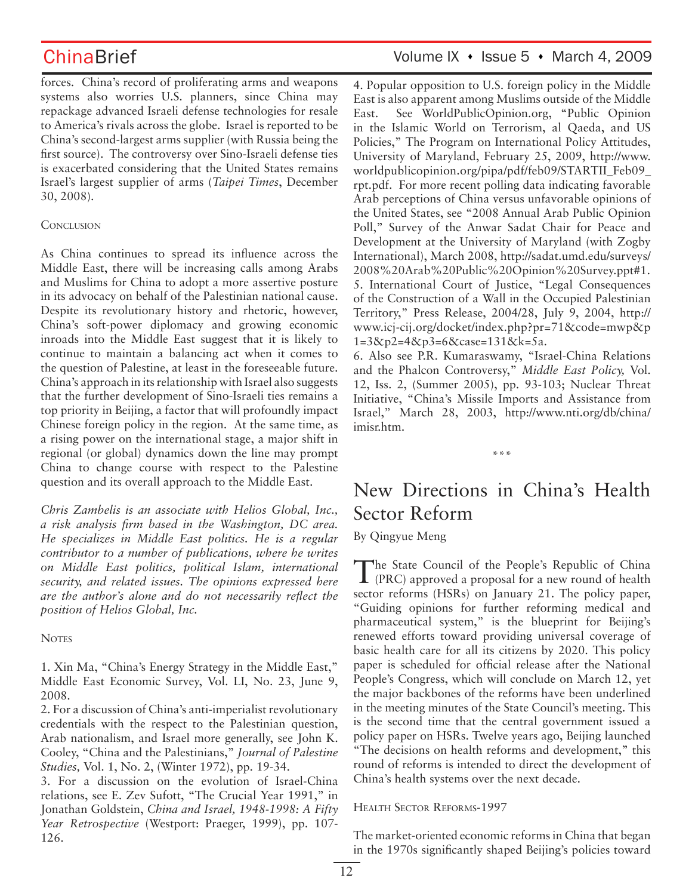forces. China's record of proliferating arms and weapons systems also worries U.S. planners, since China may repackage advanced Israeli defense technologies for resale to America's rivals across the globe. Israel is reported to be China's second-largest arms supplier (with Russia being the first source). The controversy over Sino-Israeli defense ties is exacerbated considering that the United States remains Israel's largest supplier of arms (*Taipei Times*, December 30, 2008).

### Conclusion

As China continues to spread its influence across the Middle East, there will be increasing calls among Arabs and Muslims for China to adopt a more assertive posture in its advocacy on behalf of the Palestinian national cause. Despite its revolutionary history and rhetoric, however, China's soft-power diplomacy and growing economic inroads into the Middle East suggest that it is likely to continue to maintain a balancing act when it comes to the question of Palestine, at least in the foreseeable future. China's approach in its relationship with Israel also suggests that the further development of Sino-Israeli ties remains a top priority in Beijing, a factor that will profoundly impact Chinese foreign policy in the region. At the same time, as a rising power on the international stage, a major shift in regional (or global) dynamics down the line may prompt China to change course with respect to the Palestine question and its overall approach to the Middle East.

*Chris Zambelis is an associate with Helios Global, Inc., a risk analysis firm based in the Washington, DC area. He specializes in Middle East politics. He is a regular contributor to a number of publications, where he writes on Middle East politics, political Islam, international security, and related issues. The opinions expressed here are the author's alone and do not necessarily reflect the position of Helios Global, Inc.*

### Notes

1. Xin Ma, "China's Energy Strategy in the Middle East," Middle East Economic Survey, Vol. LI, No. 23, June 9, 2008.
2. For a discussion of China's anti-imperialist revolutionary credentials with the respect to the Palestinian question, Arab nationalism, and Israel more generally, see John K. Cooley, "China and the Palestinians," *Journal of Palestine Studies,* Vol. 1, No. 2, (Winter 1972), pp. 19-34.
3. For a discussion on the evolution of Israel-China relations, see E. Zev Sufott, "The Crucial Year 1991," in Jonathan Goldstein, *China and Israel, 1948-1998: A Fifty Year Retrospective* (Westport: Praeger, 1999), pp. 107-126.
4. Popular opposition to U.S. foreign policy in the Middle East is also apparent among Muslims outside of the Middle East. See WorldPublicOpinion.org, "Public Opinion in the Islamic World on Terrorism, al Qaeda, and US Policies," The Program on International Policy Attitudes, University of Maryland, February 25, 2009, http://www.worldpublicopinion.org/pipa/pdf/feb09/STARTII_Feb09_rpt.pdf. For more recent polling data indicating favorable Arab perceptions of China versus unfavorable opinions of the United States, see "2008 Annual Arab Public Opinion Poll," Survey of the Anwar Sadat Chair for Peace and Development at the University of Maryland (with Zogby International), March 2008, http://sadat.umd.edu/surveys/2008%20Arab%20Public%20Opinion%20Survey.ppt#1.
5. International Court of Justice, "Legal Consequences of the Construction of a Wall in the Occupied Palestinian Territory," Press Release, 2004/28, July 9, 2004, http://www.icj-cij.org/docket/index.php?pr=71&code=mwp&p1=3&p2=4&p3=6&case=131&k=5a.
6. Also see P.R. Kumaraswamy, "Israel-China Relations and the Phalcon Controversy," *Middle East Policy,* Vol. 12, Iss. 2, (Summer 2005), pp. 93-103; Nuclear Threat Initiative, "China's Missile Imports and Assistance from Israel," March 28, 2003, http://www.nti.org/db/china/imisr.htm.

\*\*\*

# New Directions in China's Health Sector Reform

By Qingyue Meng

The State Council of the People's Republic of China (PRC) approved a proposal for a new round of health sector reforms (HSRs) on January 21. The policy paper, "Guiding opinions for further reforming medical and pharmaceutical system," is the blueprint for Beijing's renewed efforts toward providing universal coverage of basic health care for all its citizens by 2020. This policy paper is scheduled for official release after the National People's Congress, which will conclude on March 12, yet the major backbones of the reforms have been underlined in the meeting minutes of the State Council's meeting. This is the second time that the central government issued a policy paper on HSRs. Twelve years ago, Beijing launched "The decisions on health reforms and development," this round of reforms is intended to direct the development of China's health systems over the next decade.

### Health Sector Reforms-1997

The market-oriented economic reforms in China that began in the 1970s significantly shaped Beijing's policies toward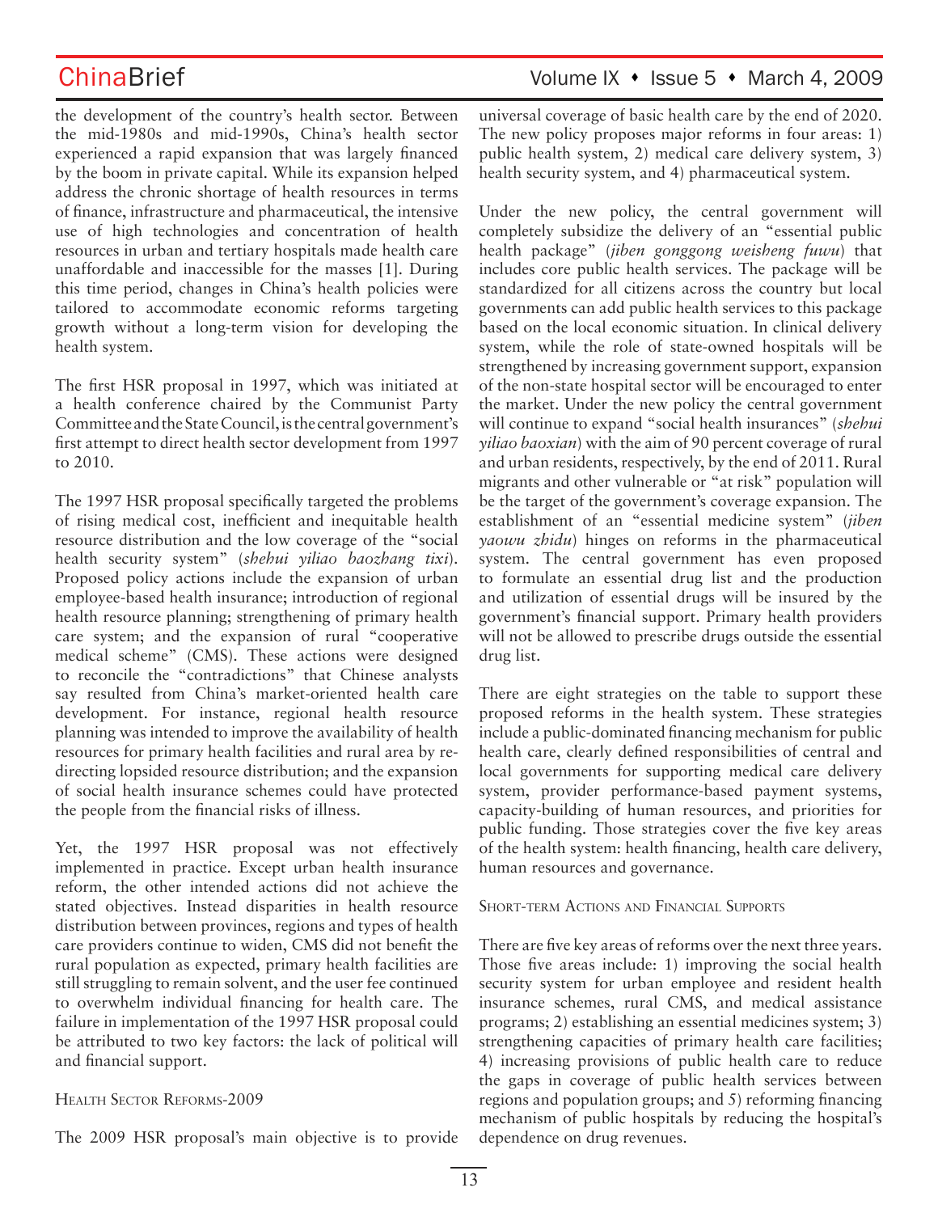the development of the country's health sector. Between the mid-1980s and mid-1990s, China's health sector experienced a rapid expansion that was largely financed by the boom in private capital. While its expansion helped address the chronic shortage of health resources in terms of finance, infrastructure and pharmaceutical, the intensive use of high technologies and concentration of health resources in urban and tertiary hospitals made health care unaffordable and inaccessible for the masses [1]. During this time period, changes in China's health policies were tailored to accommodate economic reforms targeting growth without a long-term vision for developing the health system.

The first HSR proposal in 1997, which was initiated at a health conference chaired by the Communist Party Committee and the State Council, is the central government's first attempt to direct health sector development from 1997 to 2010.

The 1997 HSR proposal specifically targeted the problems of rising medical cost, inefficient and inequitable health resource distribution and the low coverage of the "social health security system" (*shehui yiliao baozhang tixi*). Proposed policy actions include the expansion of urban employee-based health insurance; introduction of regional health resource planning; strengthening of primary health care system; and the expansion of rural "cooperative medical scheme" (CMS). These actions were designed to reconcile the "contradictions" that Chinese analysts say resulted from China's market-oriented health care development. For instance, regional health resource planning was intended to improve the availability of health resources for primary health facilities and rural area by re-directing lopsided resource distribution; and the expansion of social health insurance schemes could have protected the people from the financial risks of illness.

Yet, the 1997 HSR proposal was not effectively implemented in practice. Except urban health insurance reform, the other intended actions did not achieve the stated objectives. Instead disparities in health resource distribution between provinces, regions and types of health care providers continue to widen, CMS did not benefit the rural population as expected, primary health facilities are still struggling to remain solvent, and the user fee continued to overwhelm individual financing for health care. The failure in implementation of the 1997 HSR proposal could be attributed to two key factors: the lack of political will and financial support.

## Health Sector Reforms-2009

The 2009 HSR proposal's main objective is to provide universal coverage of basic health care by the end of 2020. The new policy proposes major reforms in four areas: 1) public health system, 2) medical care delivery system, 3) health security system, and 4) pharmaceutical system.

Under the new policy, the central government will completely subsidize the delivery of an "essential public health package" (*jiben gonggong weisheng fuwu*) that includes core public health services. The package will be standardized for all citizens across the country but local governments can add public health services to this package based on the local economic situation. In clinical delivery system, while the role of state-owned hospitals will be strengthened by increasing government support, expansion of the non-state hospital sector will be encouraged to enter the market. Under the new policy the central government will continue to expand "social health insurances" (*shehui yiliao baoxian*) with the aim of 90 percent coverage of rural and urban residents, respectively, by the end of 2011. Rural migrants and other vulnerable or "at risk" population will be the target of the government's coverage expansion. The establishment of an "essential medicine system" (*jiben yaowu zhidu*) hinges on reforms in the pharmaceutical system. The central government has even proposed to formulate an essential drug list and the production and utilization of essential drugs will be insured by the government's financial support. Primary health providers will not be allowed to prescribe drugs outside the essential drug list.

There are eight strategies on the table to support these proposed reforms in the health system. These strategies include a public-dominated financing mechanism for public health care, clearly defined responsibilities of central and local governments for supporting medical care delivery system, provider performance-based payment systems, capacity-building of human resources, and priorities for public funding. Those strategies cover the five key areas of the health system: health financing, health care delivery, human resources and governance.

## Short-term Actions and Financial Supports

There are five key areas of reforms over the next three years. Those five areas include: 1) improving the social health security system for urban employee and resident health insurance schemes, rural CMS, and medical assistance programs; 2) establishing an essential medicines system; 3) strengthening capacities of primary health care facilities; 4) increasing provisions of public health care to reduce the gaps in coverage of public health services between regions and population groups; and 5) reforming financing mechanism of public hospitals by reducing the hospital's dependence on drug revenues.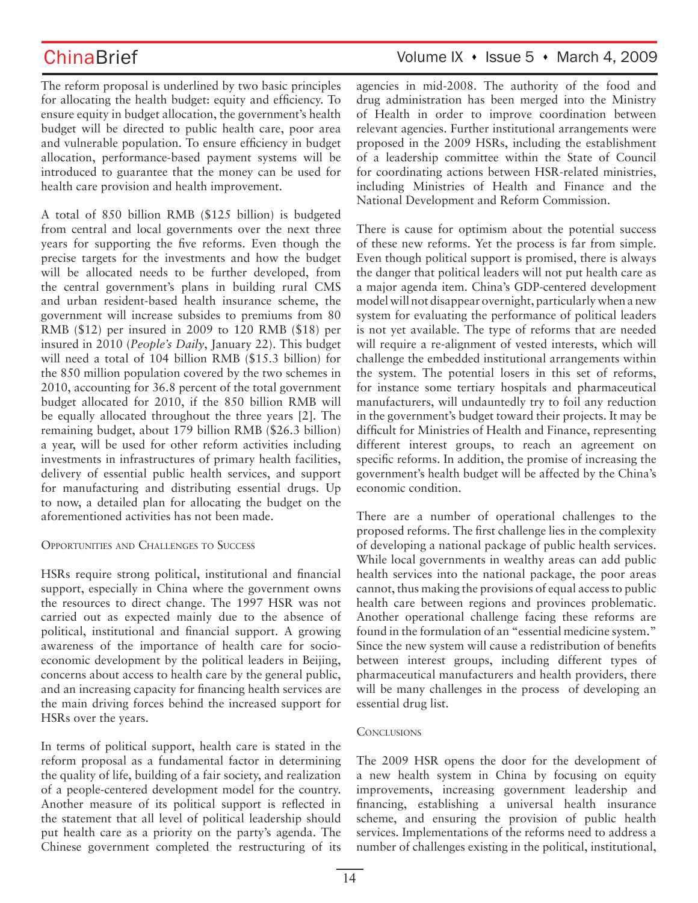The reform proposal is underlined by two basic principles for allocating the health budget: equity and efficiency. To ensure equity in budget allocation, the government's health budget will be directed to public health care, poor area and vulnerable population. To ensure efficiency in budget allocation, performance-based payment systems will be introduced to guarantee that the money can be used for health care provision and health improvement.

A total of 850 billion RMB ($125 billion) is budgeted from central and local governments over the next three years for supporting the five reforms. Even though the precise targets for the investments and how the budget will be allocated needs to be further developed, from the central government's plans in building rural CMS and urban resident-based health insurance scheme, the government will increase subsides to premiums from 80 RMB ($12) per insured in 2009 to 120 RMB ($18) per insured in 2010 (*People's Daily*, January 22). This budget will need a total of 104 billion RMB ($15.3 billion) for the 850 million population covered by the two schemes in 2010, accounting for 36.8 percent of the total government budget allocated for 2010, if the 850 billion RMB will be equally allocated throughout the three years [2]. The remaining budget, about 179 billion RMB ($26.3 billion) a year, will be used for other reform activities including investments in infrastructures of primary health facilities, delivery of essential public health services, and support for manufacturing and distributing essential drugs. Up to now, a detailed plan for allocating the budget on the aforementioned activities has not been made.

## Opportunities and Challenges to Success

HSRs require strong political, institutional and financial support, especially in China where the government owns the resources to direct change. The 1997 HSR was not carried out as expected mainly due to the absence of political, institutional and financial support. A growing awareness of the importance of health care for socio-economic development by the political leaders in Beijing, concerns about access to health care by the general public, and an increasing capacity for financing health services are the main driving forces behind the increased support for HSRs over the years.

In terms of political support, health care is stated in the reform proposal as a fundamental factor in determining the quality of life, building of a fair society, and realization of a people-centered development model for the country. Another measure of its political support is reflected in the statement that all level of political leadership should put health care as a priority on the party's agenda. The Chinese government completed the restructuring of its agencies in mid-2008. The authority of the food and drug administration has been merged into the Ministry of Health in order to improve coordination between relevant agencies. Further institutional arrangements were proposed in the 2009 HSRs, including the establishment of a leadership committee within the State of Council for coordinating actions between HSR-related ministries, including Ministries of Health and Finance and the National Development and Reform Commission.

There is cause for optimism about the potential success of these new reforms. Yet the process is far from simple. Even though political support is promised, there is always the danger that political leaders will not put health care as a major agenda item. China's GDP-centered development model will not disappear overnight, particularly when a new system for evaluating the performance of political leaders is not yet available. The type of reforms that are needed will require a re-alignment of vested interests, which will challenge the embedded institutional arrangements within the system. The potential losers in this set of reforms, for instance some tertiary hospitals and pharmaceutical manufacturers, will undauntedly try to foil any reduction in the government's budget toward their projects. It may be difficult for Ministries of Health and Finance, representing different interest groups, to reach an agreement on specific reforms. In addition, the promise of increasing the government's health budget will be affected by the China's economic condition.

There are a number of operational challenges to the proposed reforms. The first challenge lies in the complexity of developing a national package of public health services. While local governments in wealthy areas can add public health services into the national package, the poor areas cannot, thus making the provisions of equal access to public health care between regions and provinces problematic. Another operational challenge facing these reforms are found in the formulation of an "essential medicine system." Since the new system will cause a redistribution of benefits between interest groups, including different types of pharmaceutical manufacturers and health providers, there will be many challenges in the process of developing an essential drug list.

## Conclusions

The 2009 HSR opens the door for the development of a new health system in China by focusing on equity improvements, increasing government leadership and financing, establishing a universal health insurance scheme, and ensuring the provision of public health services. Implementations of the reforms need to address a number of challenges existing in the political, institutional,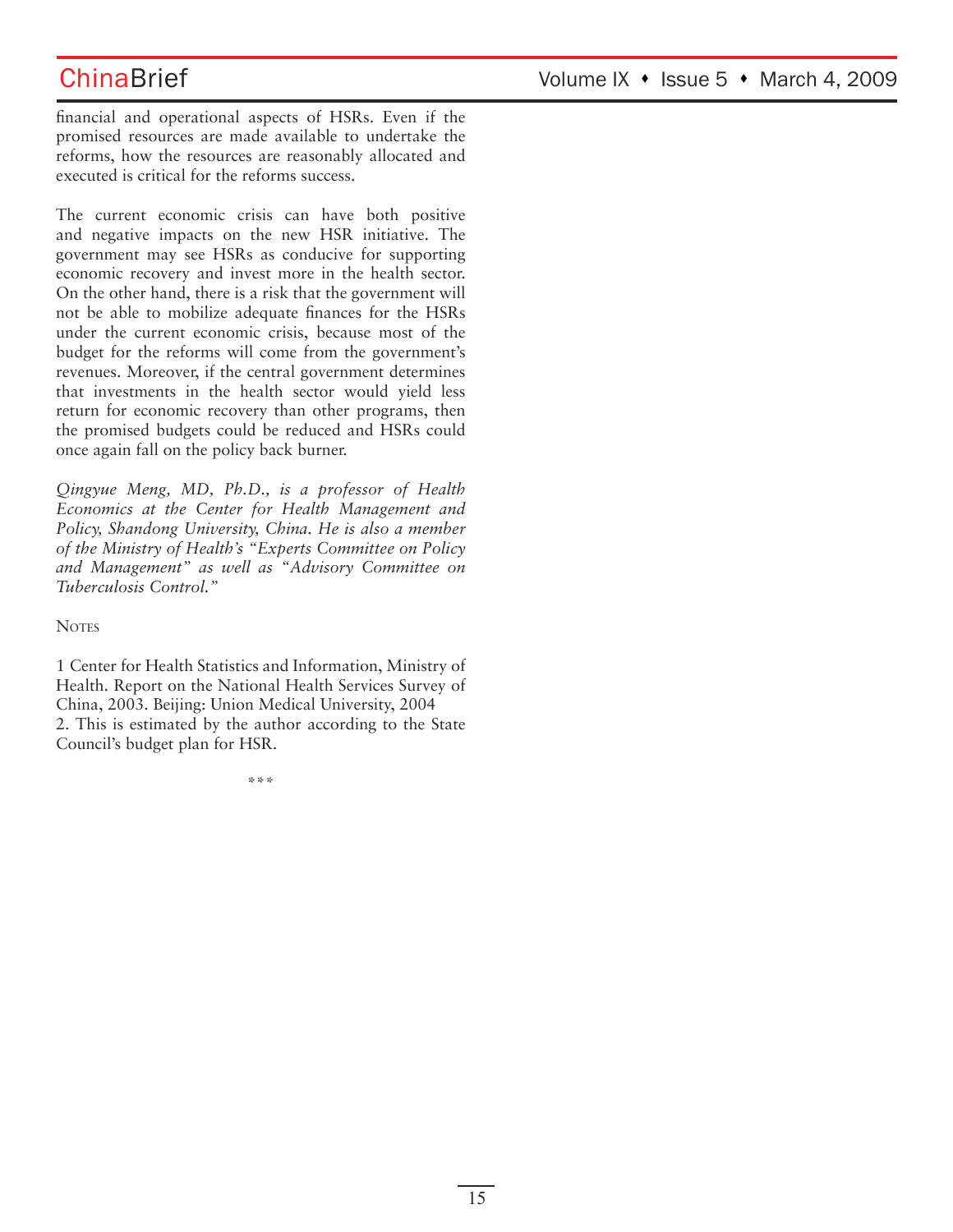financial and operational aspects of HSRs. Even if the promised resources are made available to undertake the reforms, how the resources are reasonably allocated and executed is critical for the reforms success.

The current economic crisis can have both positive and negative impacts on the new HSR initiative. The government may see HSRs as conducive for supporting economic recovery and invest more in the health sector. On the other hand, there is a risk that the government will not be able to mobilize adequate finances for the HSRs under the current economic crisis, because most of the budget for the reforms will come from the government's revenues. Moreover, if the central government determines that investments in the health sector would yield less return for economic recovery than other programs, then the promised budgets could be reduced and HSRs could once again fall on the policy back burner.

*Qingyue Meng, MD, Ph.D., is a professor of Health Economics at the Center for Health Management and Policy, Shandong University, China. He is also a member of the Ministry of Health's "Experts Committee on Policy and Management" as well as "Advisory Committee on Tuberculosis Control."*

NOTES

1 Center for Health Statistics and Information, Ministry of Health. Report on the National Health Services Survey of China, 2003. Beijing: Union Medical University, 2004
2. This is estimated by the author according to the State Council's budget plan for HSR.

\*\*\*